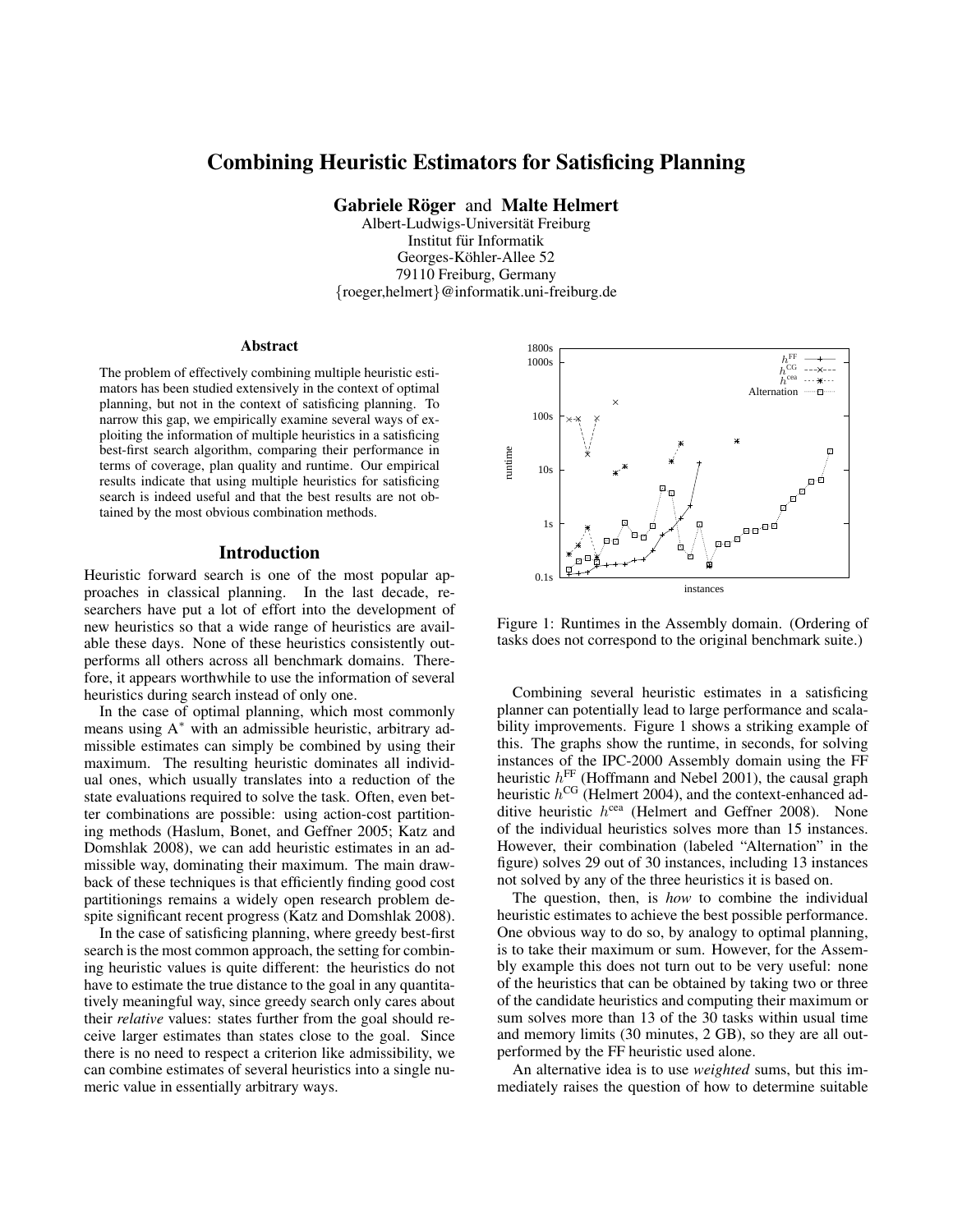# Combining Heuristic Estimators for Satisficing Planning

**Gabriele Röger** and **Malte Helmert**

Albert-Ludwigs-Universität Freiburg
Institut für Informatik
Georges-Köhler-Allee 52
79110 Freiburg, Germany
{roeger,helmert}@informatik.uni-freiburg.de

## Abstract

The problem of effectively combining multiple heuristic estimators has been studied extensively in the context of optimal planning, but not in the context of satisficing planning. To narrow this gap, we empirically examine several ways of exploiting the information of multiple heuristics in a satisficing best-first search algorithm, comparing their performance in terms of coverage, plan quality and runtime. Our empirical results indicate that using multiple heuristics for satisficing search is indeed useful and that the best results are not obtained by the most obvious combination methods.

## Introduction

Heuristic forward search is one of the most popular approaches in classical planning. In the last decade, researchers have put a lot of effort into the development of new heuristics so that a wide range of heuristics are available these days. None of these heuristics consistently outperforms all others across all benchmark domains. Therefore, it appears worthwhile to use the information of several heuristics during search instead of only one.

In the case of optimal planning, which most commonly means using $A^*$ with an admissible heuristic, arbitrary admissible estimates can simply be combined by using their maximum. The resulting heuristic dominates all individual ones, which usually translates into a reduction of the state evaluations required to solve the task. Often, even better combinations are possible: using action-cost partitioning methods (Haslum, Bonet, and Geffner 2005; Katz and Domshlak 2008), we can add heuristic estimates in an admissible way, dominating their maximum. The main drawback of these techniques is that efficiently finding good cost partitionings remains a widely open research problem despite significant recent progress (Katz and Domshlak 2008).

In the case of satisficing planning, where greedy best-first search is the most common approach, the setting for combining heuristic values is quite different: the heuristics do not have to estimate the true distance to the goal in any quantitatively meaningful way, since greedy search only cares about their *relative* values: states further from the goal should receive larger estimates than states close to the goal. Since there is no need to respect a criterion like admissibility, we can combine estimates of several heuristics into a single numeric value in essentially arbitrary ways.

Figure 1: Runtimes in the Assembly domain. (Ordering of tasks does not correspond to the original benchmark suite.)

Combining several heuristic estimates in a satisficing planner can potentially lead to large performance and scalability improvements. Figure 1 shows a striking example of this. The graphs show the runtime, in seconds, for solving instances of the IPC-2000 Assembly domain using the FF heuristic $h^{\mathrm{FF}}$ (Hoffmann and Nebel 2001), the causal graph heuristic $h^{\mathrm{CG}}$ (Helmert 2004), and the context-enhanced additive heuristic $h^{\mathrm{cea}}$ (Helmert and Geffner 2008). None of the individual heuristics solves more than 15 instances. However, their combination (labeled "Alternation" in the figure) solves 29 out of 30 instances, including 13 instances not solved by any of the three heuristics it is based on.

The question, then, is *how* to combine the individual heuristic estimates to achieve the best possible performance. One obvious way to do so, by analogy to optimal planning, is to take their maximum or sum. However, for the Assembly example this does not turn out to be very useful: none of the heuristics that can be obtained by taking two or three of the candidate heuristics and computing their maximum or sum solves more than 13 of the 30 tasks within usual time and memory limits (30 minutes, 2 GB), so they are all outperformed by the FF heuristic used alone.

An alternative idea is to use *weighted* sums, but this immediately raises the question of how to determine suitable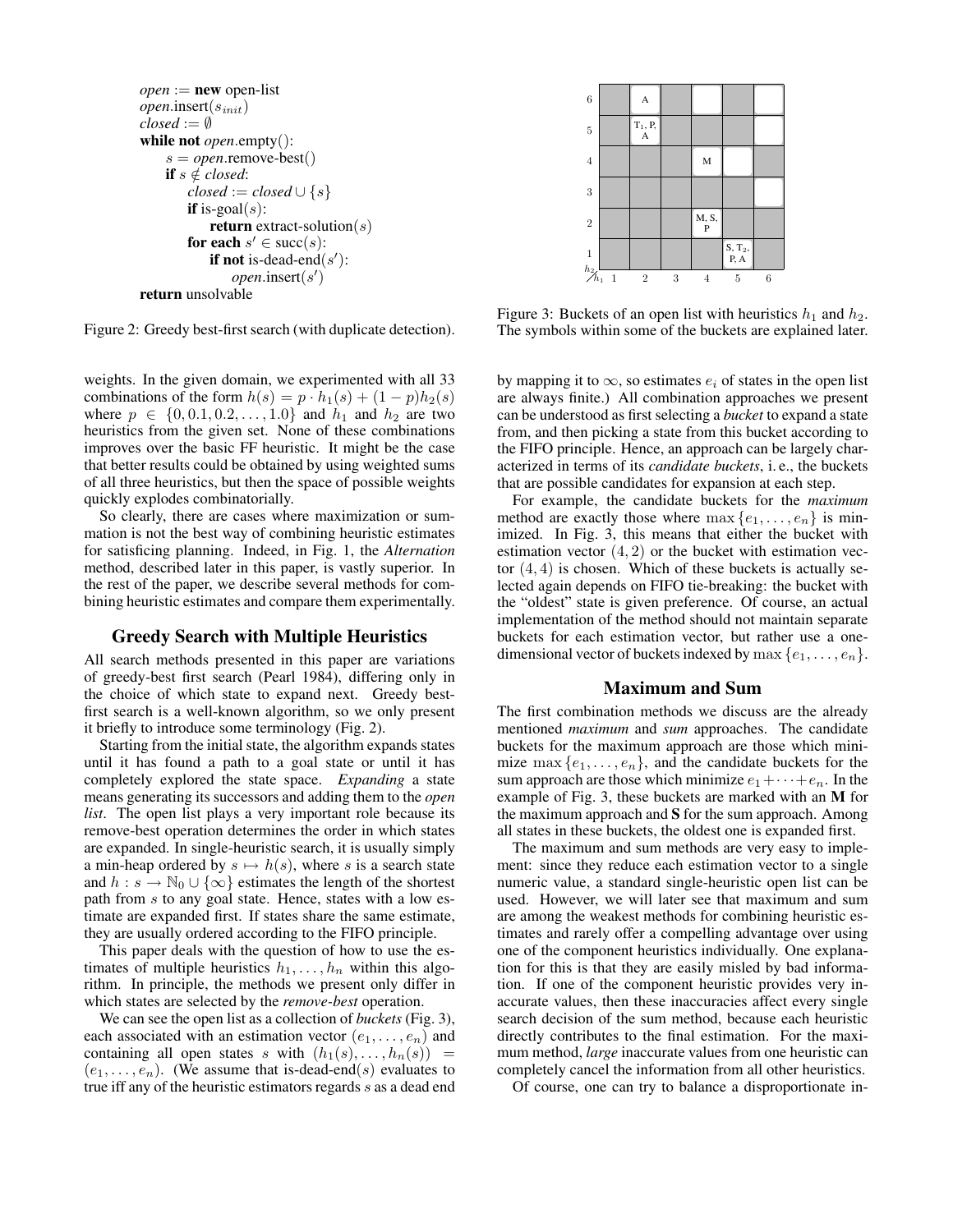```
open := new open-list
open.insert(s_init)
closed := ∅
while not open.empty():
    s = open.remove-best()
    if s ∉ closed:
        closed := closed ∪ {s}
        if is-goal(s):
            return extract-solution(s)
        for each s' ∈ succ(s):
            if not is-dead-end(s'):
                open.insert(s')
return unsolvable
```

Figure 2: Greedy best-first search (with duplicate detection).

weights. In the given domain, we experimented with all 33 combinations of the form $h(s) = p \cdot h_1(s) + (1-p)h_2(s)$ where $p \in \{0, 0.1, 0.2, \ldots, 1.0\}$ and $h_1$ and $h_2$ are two heuristics from the given set. None of these combinations improves over the basic FF heuristic. It might be the case that better results could be obtained by using weighted sums of all three heuristics, but then the space of possible weights quickly explodes combinatorially.

So clearly, there are cases where maximization or summation is not the best way of combining heuristic estimates for satisficing planning. Indeed, in Fig. 1, the *Alternation* method, described later in this paper, is vastly superior. In the rest of the paper, we describe several methods for combining heuristic estimates and compare them experimentally.

## Greedy Search with Multiple Heuristics

All search methods presented in this paper are variations of greedy-best first search (Pearl 1984), differing only in the choice of which state to expand next. Greedy best-first search is a well-known algorithm, so we only present it briefly to introduce some terminology (Fig. 2).

Starting from the initial state, the algorithm expands states until it has found a path to a goal state or until it has completely explored the state space. *Expanding* a state means generating its successors and adding them to the *open list*. The open list plays a very important role because its remove-best operation determines the order in which states are expanded. In single-heuristic search, it is usually simply a min-heap ordered by $s \mapsto h(s)$, where $s$ is a search state and $h : s \to \mathbb{N}_0 \cup \{\infty\}$ estimates the length of the shortest path from $s$ to any goal state. Hence, states with a low estimate are expanded first. If states share the same estimate, they are usually ordered according to the FIFO principle.

This paper deals with the question of how to use the estimates of multiple heuristics $h_1, \ldots, h_n$ within this algorithm. In principle, the methods we present only differ in which states are selected by the *remove-best* operation.

We can see the open list as a collection of *buckets* (Fig. 3), each associated with an estimation vector $(e_1, \ldots, e_n)$ and containing all open states $s$ with $(h_1(s), \ldots, h_n(s)) = (e_1, \ldots, e_n)$. (We assume that is-dead-end($s$) evaluates to true iff any of the heuristic estimators regards $s$ as a dead end

| $h_2$ \ $h_1$ | 1 | 2 | 3 | 4 | 5 | 6 |
|---|---|---|---|---|---|---|
| 6 | | A | | | | |
| 5 | | $T_1$, P, A | | | | |
| 4 | | | | M | | |
| 3 | | | | | | |
| 2 | | | | M, S, P | | |
| 1 | | | | | S, $T_2$, P, A | |

Figure 3: Buckets of an open list with heuristics $h_1$ and $h_2$. The symbols within some of the buckets are explained later.

by mapping it to $\infty$, so estimates $e_i$ of states in the open list are always finite.) All combination approaches we present can be understood as first selecting a *bucket* to expand a state from, and then picking a state from this bucket according to the FIFO principle. Hence, an approach can be largely characterized in terms of its *candidate buckets*, i. e., the buckets that are possible candidates for expansion at each step.

For example, the candidate buckets for the *maximum* method are exactly those where $\max\{e_1, \ldots, e_n\}$ is minimized. In Fig. 3, this means that either the bucket with estimation vector $(4, 2)$ or the bucket with estimation vector $(4, 4)$ is chosen. Which of these buckets is actually selected again depends on FIFO tie-breaking: the bucket with the "oldest" state is given preference. Of course, an actual implementation of the method should not maintain separate buckets for each estimation vector, but rather use a one-dimensional vector of buckets indexed by $\max\{e_1, \ldots, e_n\}$.

## Maximum and Sum

The first combination methods we discuss are the already mentioned *maximum* and *sum* approaches. The candidate buckets for the maximum approach are those which minimize $\max\{e_1, \ldots, e_n\}$, and the candidate buckets for the sum approach are those which minimize $e_1 + \cdots + e_n$. In the example of Fig. 3, these buckets are marked with an **M** for the maximum approach and **S** for the sum approach. Among all states in these buckets, the oldest one is expanded first.

The maximum and sum methods are very easy to implement: since they reduce each estimation vector to a single numeric value, a standard single-heuristic open list can be used. However, we will later see that maximum and sum are among the weakest methods for combining heuristic estimates and rarely offer a compelling advantage over using one of the component heuristics individually. One explanation for this is that they are easily misled by bad information. If one of the component heuristic provides very inaccurate values, then these inaccuracies affect every single search decision of the sum method, because each heuristic directly contributes to the final estimation. For the maximum method, *large* inaccurate values from one heuristic can completely cancel the information from all other heuristics.

Of course, one can try to balance a disproportionate in-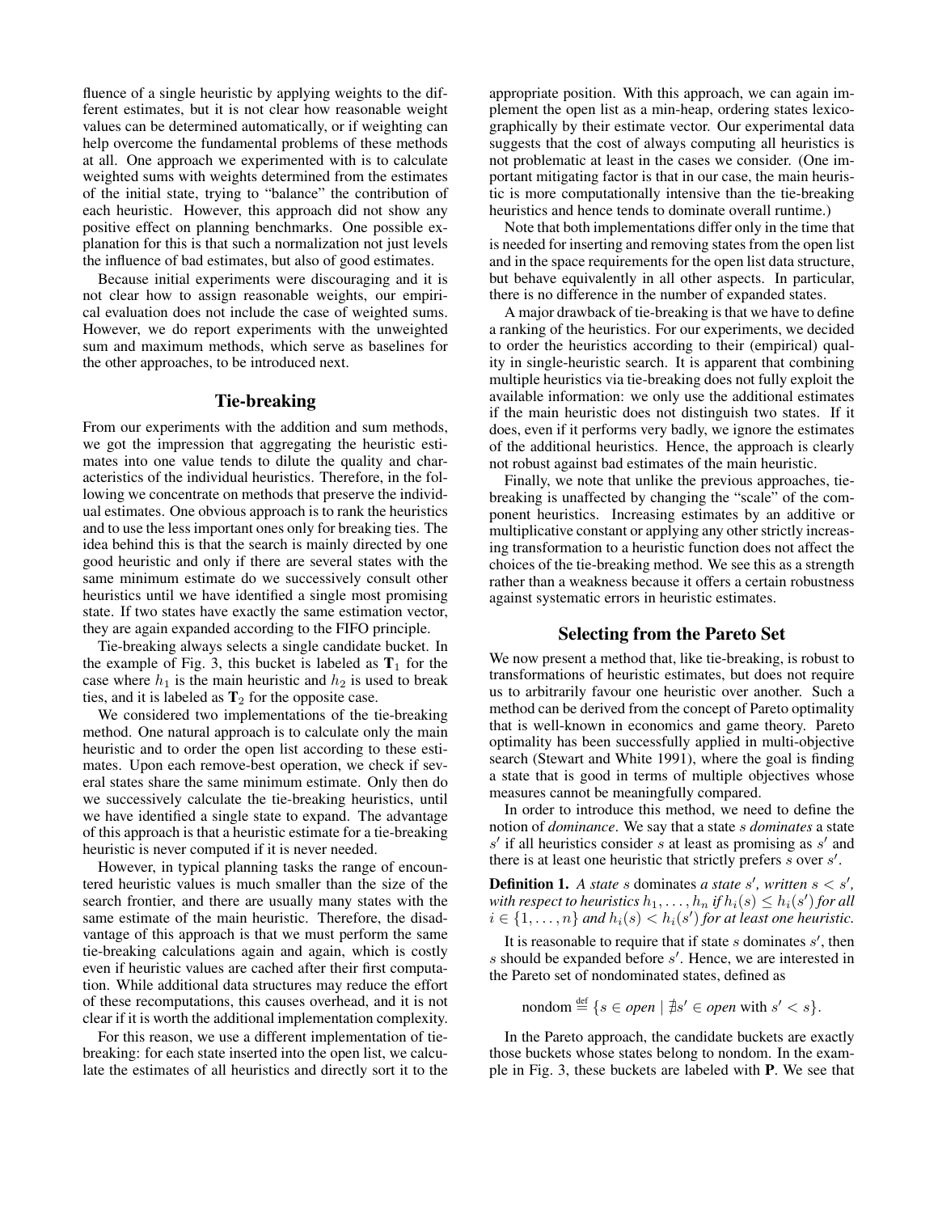fluence of a single heuristic by applying weights to the different estimates, but it is not clear how reasonable weight values can be determined automatically, or if weighting can help overcome the fundamental problems of these methods at all. One approach we experimented with is to calculate weighted sums with weights determined from the estimates of the initial state, trying to "balance" the contribution of each heuristic. However, this approach did not show any positive effect on planning benchmarks. One possible explanation for this is that such a normalization not just levels the influence of bad estimates, but also of good estimates.

Because initial experiments were discouraging and it is not clear how to assign reasonable weights, our empirical evaluation does not include the case of weighted sums. However, we do report experiments with the unweighted sum and maximum methods, which serve as baselines for the other approaches, to be introduced next.

## Tie-breaking

From our experiments with the addition and sum methods, we got the impression that aggregating the heuristic estimates into one value tends to dilute the quality and characteristics of the individual heuristics. Therefore, in the following we concentrate on methods that preserve the individual estimates. One obvious approach is to rank the heuristics and to use the less important ones only for breaking ties. The idea behind this is that the search is mainly directed by one good heuristic and only if there are several states with the same minimum estimate do we successively consult other heuristics until we have identified a single most promising state. If two states have exactly the same estimation vector, they are again expanded according to the FIFO principle.

Tie-breaking always selects a single candidate bucket. In the example of Fig. 3, this bucket is labeled as $\mathbf{T}_1$ for the case where $h_1$ is the main heuristic and $h_2$ is used to break ties, and it is labeled as $\mathbf{T}_2$ for the opposite case.

We considered two implementations of the tie-breaking method. One natural approach is to calculate only the main heuristic and to order the open list according to these estimates. Upon each remove-best operation, we check if several states share the same minimum estimate. Only then do we successively calculate the tie-breaking heuristics, until we have identified a single state to expand. The advantage of this approach is that a heuristic estimate for a tie-breaking heuristic is never computed if it is never needed.

However, in typical planning tasks the range of encountered heuristic values is much smaller than the size of the search frontier, and there are usually many states with the same estimate of the main heuristic. Therefore, the disadvantage of this approach is that we must perform the same tie-breaking calculations again and again, which is costly even if heuristic values are cached after their first computation. While additional data structures may reduce the effort of these recomputations, this causes overhead, and it is not clear if it is worth the additional implementation complexity.

For this reason, we use a different implementation of tie-breaking: for each state inserted into the open list, we calculate the estimates of all heuristics and directly sort it to the appropriate position. With this approach, we can again implement the open list as a min-heap, ordering states lexicographically by their estimate vector. Our experimental data suggests that the cost of always computing all heuristics is not problematic at least in the cases we consider. (One important mitigating factor is that in our case, the main heuristic is more computationally intensive than the tie-breaking heuristics and hence tends to dominate overall runtime.)

Note that both implementations differ only in the time that is needed for inserting and removing states from the open list and in the space requirements for the open list data structure, but behave equivalently in all other aspects. In particular, there is no difference in the number of expanded states.

A major drawback of tie-breaking is that we have to define a ranking of the heuristics. For our experiments, we decided to order the heuristics according to their (empirical) quality in single-heuristic search. It is apparent that combining multiple heuristics via tie-breaking does not fully exploit the available information: we only use the additional estimates if the main heuristic does not distinguish two states. If it does, even if it performs very badly, we ignore the estimates of the additional heuristics. Hence, the approach is clearly not robust against bad estimates of the main heuristic.

Finally, we note that unlike the previous approaches, tie-breaking is unaffected by changing the "scale" of the component heuristics. Increasing estimates by an additive or multiplicative constant or applying any other strictly increasing transformation to a heuristic function does not affect the choices of the tie-breaking method. We see this as a strength rather than a weakness because it offers a certain robustness against systematic errors in heuristic estimates.

## Selecting from the Pareto Set

We now present a method that, like tie-breaking, is robust to transformations of heuristic estimates, but does not require us to arbitrarily favour one heuristic over another. Such a method can be derived from the concept of Pareto optimality that is well-known in economics and game theory. Pareto optimality has been successfully applied in multi-objective search (Stewart and White 1991), where the goal is finding a state that is good in terms of multiple objectives whose measures cannot be meaningfully compared.

In order to introduce this method, we need to define the notion of *dominance*. We say that a state $s$ *dominates* a state $s'$ if all heuristics consider $s$ at least as promising as $s'$ and there is at least one heuristic that strictly prefers $s$ over $s'$.

**Definition 1.** *A state $s$* dominates *a state $s'$, written $s < s'$, with respect to heuristics $h_1, \dots, h_n$ if $h_i(s) \leq h_i(s')$ for all $i \in \{1, \dots, n\}$ and $h_i(s) < h_i(s')$ for at least one heuristic.*

It is reasonable to require that if state $s$ dominates $s'$, then $s$ should be expanded before $s'$. Hence, we are interested in the Pareto set of nondominated states, defined as

$$\text{nondom} \stackrel{\text{def}}{=} \{s \in \textit{open} \mid \nexists s' \in \textit{open} \text{ with } s' < s\}.$$

In the Pareto approach, the candidate buckets are exactly those buckets whose states belong to nondom. In the example in Fig. 3, these buckets are labeled with **P**. We see that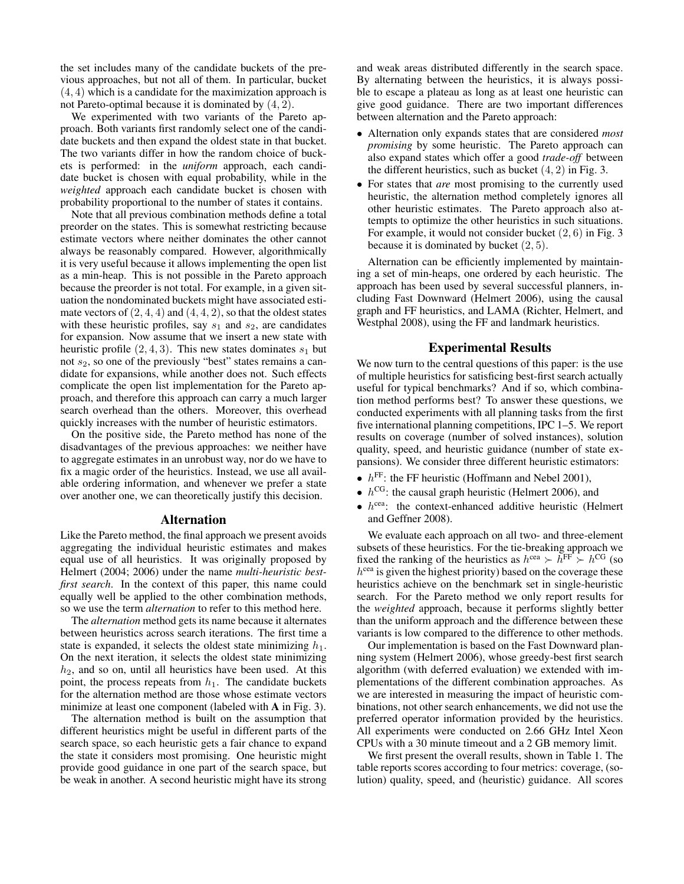the set includes many of the candidate buckets of the previous approaches, but not all of them. In particular, bucket $(4, 4)$ which is a candidate for the maximization approach is not Pareto-optimal because it is dominated by $(4, 2)$.

We experimented with two variants of the Pareto approach. Both variants first randomly select one of the candidate buckets and then expand the oldest state in that bucket. The two variants differ in how the random choice of buckets is performed: in the *uniform* approach, each candidate bucket is chosen with equal probability, while in the *weighted* approach each candidate bucket is chosen with probability proportional to the number of states it contains.

Note that all previous combination methods define a total preorder on the states. This is somewhat restricting because estimate vectors where neither dominates the other cannot always be reasonably compared. However, algorithmically it is very useful because it allows implementing the open list as a min-heap. This is not possible in the Pareto approach because the preorder is not total. For example, in a given situation the nondominated buckets might have associated estimate vectors of $(2, 4, 4)$ and $(4, 4, 2)$, so that the oldest states with these heuristic profiles, say $s_1$ and $s_2$, are candidates for expansion. Now assume that we insert a new state with heuristic profile $(2, 4, 3)$. This new states dominates $s_1$ but not $s_2$, so one of the previously "best" states remains a candidate for expansions, while another does not. Such effects complicate the open list implementation for the Pareto approach, and therefore this approach can carry a much larger search overhead than the others. Moreover, this overhead quickly increases with the number of heuristic estimators.

On the positive side, the Pareto method has none of the disadvantages of the previous approaches: we neither have to aggregate estimates in an unrobust way, nor do we have to fix a magic order of the heuristics. Instead, we use all available ordering information, and whenever we prefer a state over another one, we can theoretically justify this decision.

## Alternation

Like the Pareto method, the final approach we present avoids aggregating the individual heuristic estimates and makes equal use of all heuristics. It was originally proposed by Helmert (2004; 2006) under the name *multi-heuristic best-first search*. In the context of this paper, this name could equally well be applied to the other combination methods, so we use the term *alternation* to refer to this method here.

The *alternation* method gets its name because it alternates between heuristics across search iterations. The first time a state is expanded, it selects the oldest state minimizing $h_1$. On the next iteration, it selects the oldest state minimizing $h_2$, and so on, until all heuristics have been used. At this point, the process repeats from $h_1$. The candidate buckets for the alternation method are those whose estimate vectors minimize at least one component (labeled with **A** in Fig. 3).

The alternation method is built on the assumption that different heuristics might be useful in different parts of the search space, so each heuristic gets a fair chance to expand the state it considers most promising. One heuristic might provide good guidance in one part of the search space, but be weak in another. A second heuristic might have its strong and weak areas distributed differently in the search space. By alternating between the heuristics, it is always possible to escape a plateau as long as at least one heuristic can give good guidance. There are two important differences between alternation and the Pareto approach:

- Alternation only expands states that are considered *most promising* by some heuristic. The Pareto approach can also expand states which offer a good *trade-off* between the different heuristics, such as bucket $(4, 2)$ in Fig. 3.
- For states that *are* most promising to the currently used heuristic, the alternation method completely ignores all other heuristic estimates. The Pareto approach also attempts to optimize the other heuristics in such situations. For example, it would not consider bucket $(2, 6)$ in Fig. 3 because it is dominated by bucket $(2, 5)$.

Alternation can be efficiently implemented by maintaining a set of min-heaps, one ordered by each heuristic. The approach has been used by several successful planners, including Fast Downward (Helmert 2006), using the causal graph and FF heuristics, and LAMA (Richter, Helmert, and Westphal 2008), using the FF and landmark heuristics.

## Experimental Results

We now turn to the central questions of this paper: is the use of multiple heuristics for satisficing best-first search actually useful for typical benchmarks? And if so, which combination method performs best? To answer these questions, we conducted experiments with all planning tasks from the first five international planning competitions, IPC 1–5. We report results on coverage (number of solved instances), solution quality, speed, and heuristic guidance (number of state expansions). We consider three different heuristic estimators:

- $h^{\text{FF}}$: the FF heuristic (Hoffmann and Nebel 2001),
- $h^{\text{CG}}$: the causal graph heuristic (Helmert 2006), and
- $h^{\text{cea}}$: the context-enhanced additive heuristic (Helmert and Geffner 2008).

We evaluate each approach on all two- and three-element subsets of these heuristics. For the tie-breaking approach we fixed the ranking of the heuristics as $h^{\text{cea}} \succ h^{\text{FF}} \succ h^{\text{CG}}$ (so $h^{\text{cea}}$ is given the highest priority) based on the coverage these heuristics achieve on the benchmark set in single-heuristic search. For the Pareto method we only report results for the *weighted* approach, because it performs slightly better than the uniform approach and the difference between these variants is low compared to the difference to other methods.

Our implementation is based on the Fast Downward planning system (Helmert 2006), whose greedy-best first search algorithm (with deferred evaluation) we extended with implementations of the different combination approaches. As we are interested in measuring the impact of heuristic combinations, not other search enhancements, we did not use the preferred operator information provided by the heuristics. All experiments were conducted on 2.66 GHz Intel Xeon CPUs with a 30 minute timeout and a 2 GB memory limit.

We first present the overall results, shown in Table 1. The table reports scores according to four metrics: coverage, (solution) quality, speed, and (heuristic) guidance. All scores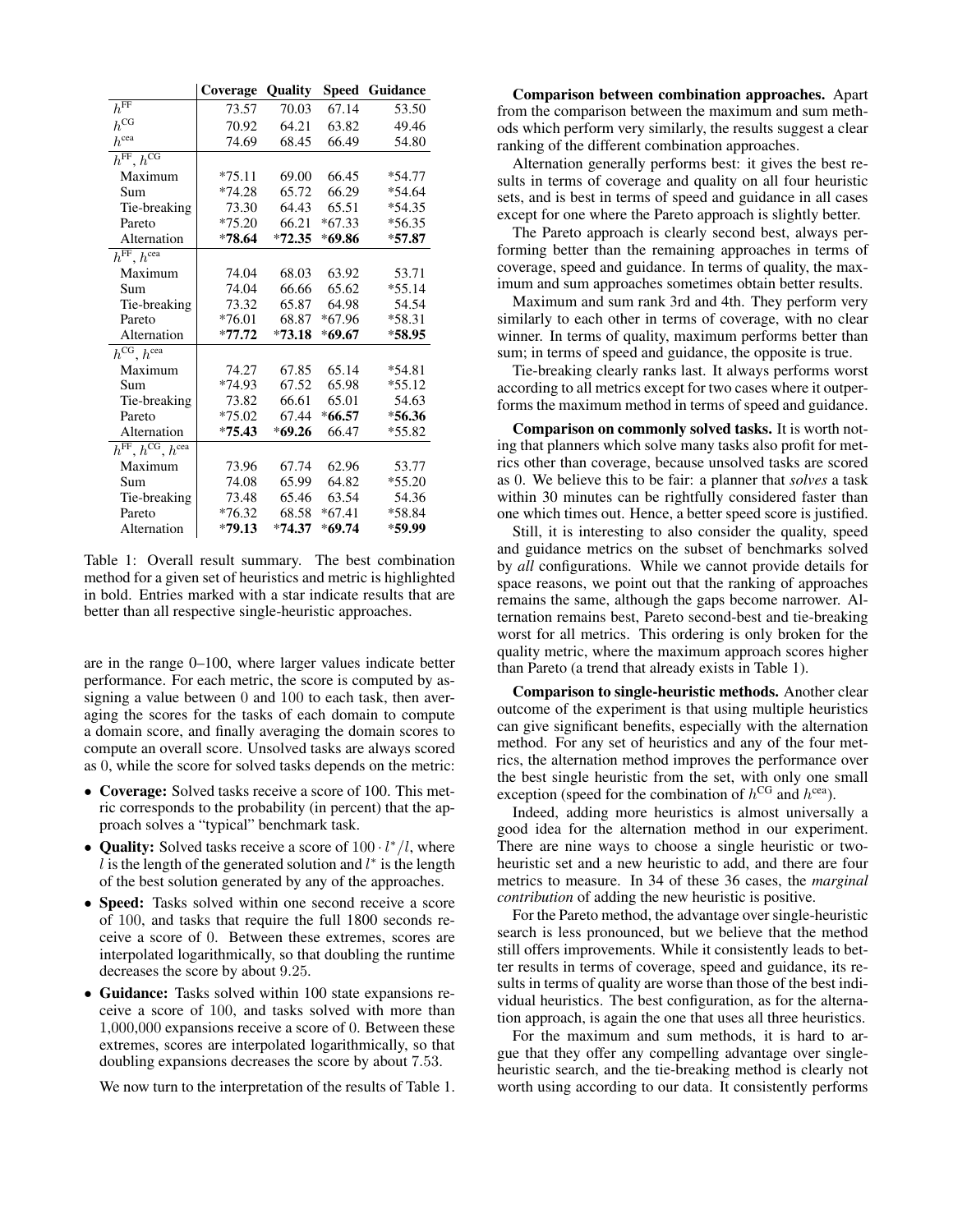|  | Coverage | Quality | Speed | Guidance |
| --- | --- | --- | --- | --- |
| $h^{\text{FF}}$ | 73.57 | 70.03 | 67.14 | 53.50 |
| $h^{\text{CG}}$ | 70.92 | 64.21 | 63.82 | 49.46 |
| $h^{\text{cea}}$ | 74.69 | 68.45 | 66.49 | 54.80 |
| $h^{\text{FF}}$, $h^{\text{CG}}$ |  |  |  |  |
| Maximum | *75.11 | 69.00 | 66.45 | *54.77 |
| Sum | *74.28 | 65.72 | 66.29 | *54.64 |
| Tie-breaking | 73.30 | 64.43 | 65.51 | *54.35 |
| Pareto | *75.20 | 66.21 | *67.33 | *56.35 |
| Alternation | ***78.64** | ***72.35** | ***69.86** | ***57.87** |
| $h^{\text{FF}}$, $h^{\text{cea}}$ |  |  |  |  |
| Maximum | 74.04 | 68.03 | 63.92 | 53.71 |
| Sum | 74.04 | 66.66 | 65.62 | *55.14 |
| Tie-breaking | 73.32 | 65.87 | 64.98 | 54.54 |
| Pareto | *76.01 | 68.87 | *67.96 | *58.31 |
| Alternation | ***77.72** | ***73.18** | ***69.67** | ***58.95** |
| $h^{\text{CG}}$, $h^{\text{cea}}$ |  |  |  |  |
| Maximum | 74.27 | 67.85 | 65.14 | *54.81 |
| Sum | *74.93 | 67.52 | 65.98 | *55.12 |
| Tie-breaking | 73.82 | 66.61 | 65.01 | 54.63 |
| Pareto | *75.02 | 67.44 | ***66.57** | ***56.36** |
| Alternation | ***75.43** | ***69.26** | 66.47 | *55.82 |
| $h^{\text{FF}}$, $h^{\text{CG}}$, $h^{\text{cea}}$ |  |  |  |  |
| Maximum | 73.96 | 67.74 | 62.96 | 53.77 |
| Sum | 74.08 | 65.99 | 64.82 | *55.20 |
| Tie-breaking | 73.48 | 65.46 | 63.54 | 54.36 |
| Pareto | *76.32 | 68.58 | *67.41 | *58.84 |
| Alternation | ***79.13** | ***74.37** | ***69.74** | ***59.99** |

Table 1: Overall result summary. The best combination method for a given set of heuristics and metric is highlighted in bold. Entries marked with a star indicate results that are better than all respective single-heuristic approaches.

are in the range 0–100, where larger values indicate better performance. For each metric, the score is computed by assigning a value between 0 and 100 to each task, then averaging the scores for the tasks of each domain to compute a domain score, and finally averaging the domain scores to compute an overall score. Unsolved tasks are always scored as 0, while the score for solved tasks depends on the metric:

- **Coverage:** Solved tasks receive a score of 100. This metric corresponds to the probability (in percent) that the approach solves a "typical" benchmark task.
- **Quality:** Solved tasks receive a score of $100 \cdot l^*/l$, where $l$ is the length of the generated solution and $l^*$ is the length of the best solution generated by any of the approaches.
- **Speed:** Tasks solved within one second receive a score of 100, and tasks that require the full 1800 seconds receive a score of 0. Between these extremes, scores are interpolated logarithmically, so that doubling the runtime decreases the score by about 9.25.
- **Guidance:** Tasks solved within 100 state expansions receive a score of 100, and tasks solved with more than 1,000,000 expansions receive a score of 0. Between these extremes, scores are interpolated logarithmically, so that doubling expansions decreases the score by about 7.53.

We now turn to the interpretation of the results of Table 1.

**Comparison between combination approaches.** Apart from the comparison between the maximum and sum methods which perform very similarly, the results suggest a clear ranking of the different combination approaches.

Alternation generally performs best: it gives the best results in terms of coverage and quality on all four heuristic sets, and is best in terms of speed and guidance in all cases except for one where the Pareto approach is slightly better.

The Pareto approach is clearly second best, always performing better than the remaining approaches in terms of coverage, speed and guidance. In terms of quality, the maximum and sum approaches sometimes obtain better results.

Maximum and sum rank 3rd and 4th. They perform very similarly to each other in terms of coverage, with no clear winner. In terms of quality, maximum performs better than sum; in terms of speed and guidance, the opposite is true.

Tie-breaking clearly ranks last. It always performs worst according to all metrics except for two cases where it outperforms the maximum method in terms of speed and guidance.

**Comparison on commonly solved tasks.** It is worth noting that planners which solve many tasks also profit for metrics other than coverage, because unsolved tasks are scored as 0. We believe this to be fair: a planner that *solves* a task within 30 minutes can be rightfully considered faster than one which times out. Hence, a better speed score is justified.

Still, it is interesting to also consider the quality, speed and guidance metrics on the subset of benchmarks solved by *all* configurations. While we cannot provide details for space reasons, we point out that the ranking of approaches remains the same, although the gaps become narrower. Alternation remains best, Pareto second-best and tie-breaking worst for all metrics. This ordering is only broken for the quality metric, where the maximum approach scores higher than Pareto (a trend that already exists in Table 1).

**Comparison to single-heuristic methods.** Another clear outcome of the experiment is that using multiple heuristics can give significant benefits, especially with the alternation method. For any set of heuristics and any of the four metrics, the alternation method improves the performance over the best single heuristic from the set, with only one small exception (speed for the combination of $h^{\text{CG}}$ and $h^{\text{cea}}$).

Indeed, adding more heuristics is almost universally a good idea for the alternation method in our experiment. There are nine ways to choose a single heuristic or two-heuristic set and a new heuristic to add, and there are four metrics to measure. In 34 of these 36 cases, the *marginal contribution* of adding the new heuristic is positive.

For the Pareto method, the advantage over single-heuristic search is less pronounced, but we believe that the method still offers improvements. While it consistently leads to better results in terms of coverage, speed and guidance, its results in terms of quality are worse than those of the best individual heuristics. The best configuration, as for the alternation approach, is again the one that uses all three heuristics.

For the maximum and sum methods, it is hard to argue that they offer any compelling advantage over single-heuristic search, and the tie-breaking method is clearly not worth using according to our data. It consistently performs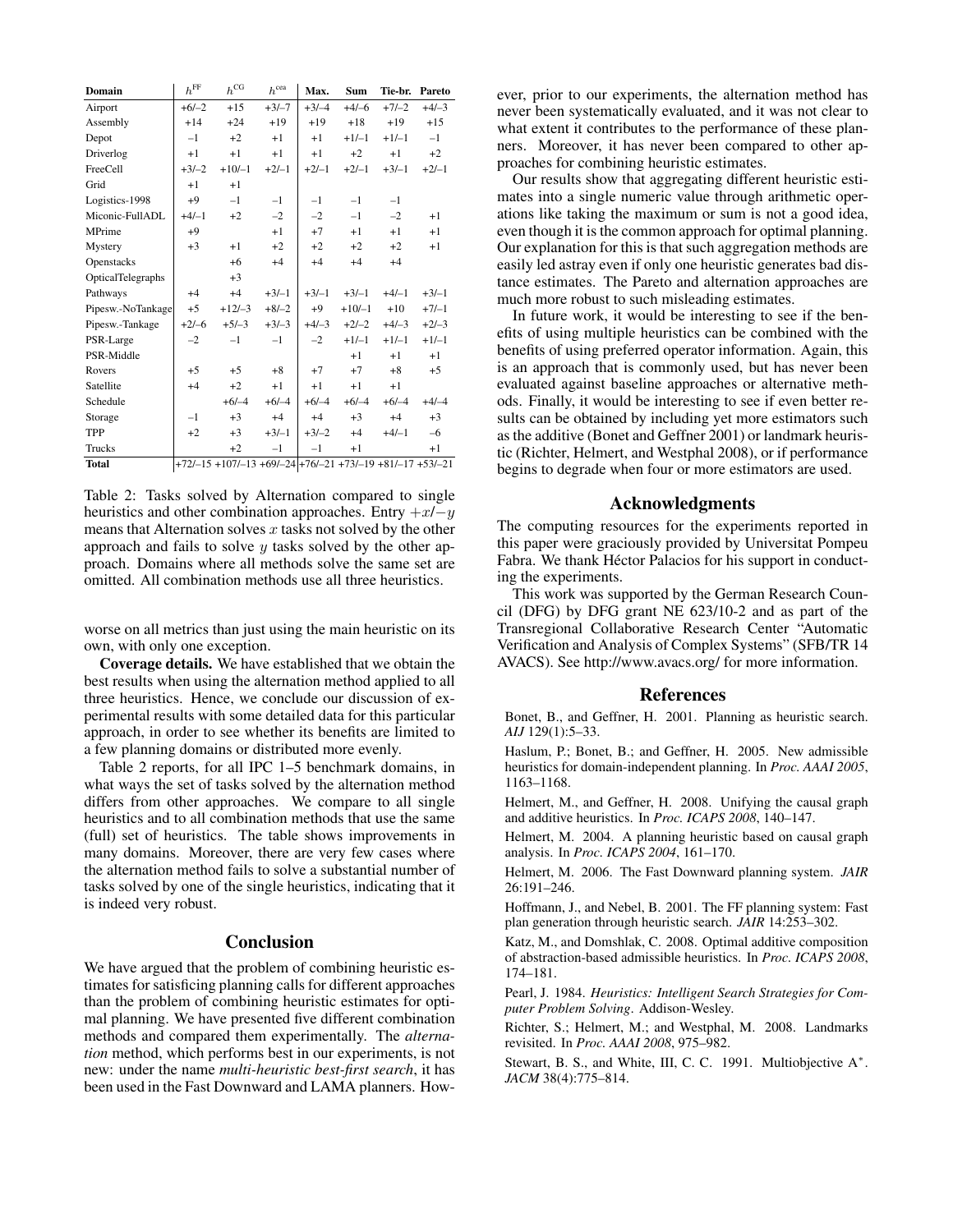| Domain | $h^{\text{FF}}$ | $h^{\text{CG}}$ | $h^{\text{cea}}$ | Max. | Sum | Tie-br. | Pareto |
|---|---|---|---|---|---|---|---|
| Airport | +6/–2 | +15 | +3/–7 | +3/–4 | +4/–6 | +7/–2 | +4/–3 |
| Assembly | +14 | +24 | +19 | +19 | +18 | +19 | +15 |
| Depot | –1 | +2 | +1 | +1 | +1/–1 | +1/–1 | –1 |
| Driverlog | +1 | +1 | +1 | +1 | +2 | +1 | +2 |
| FreeCell | +3/–2 | +10/–1 | +2/–1 | +2/–1 | +2/–1 | +3/–1 | +2/–1 |
| Grid | +1 | +1 | | | | | |
| Logistics-1998 | +9 | –1 | –1 | –1 | –1 | –1 | |
| Miconic-FullADL | +4/–1 | +2 | –2 | –2 | –1 | –2 | +1 |
| MPrime | +9 | | +1 | +7 | +1 | +1 | +1 |
| Mystery | +3 | +1 | +2 | +2 | +2 | +2 | +1 |
| Openstacks | | +6 | +4 | +4 | +4 | +4 | |
| OpticalTelegraphs | | +3 | | | | | |
| Pathways | +4 | +4 | +3/–1 | +3/–1 | +3/–1 | +4/–1 | +3/–1 |
| Pipesw.-NoTankage | +5 | +12/–3 | +8/–2 | +9 | +10/–1 | +10 | +7/–1 |
| Pipesw.-Tankage | +2/–6 | +5/–3 | +3/–3 | +4/–3 | +2/–2 | +4/–3 | +2/–3 |
| PSR-Large | –2 | –1 | –1 | –2 | +1/–1 | +1/–1 | +1/–1 |
| PSR-Middle | | | | | +1 | +1 | +1 |
| Rovers | +5 | +5 | +8 | +7 | +7 | +8 | +5 |
| Satellite | +4 | +2 | +1 | +1 | +1 | +1 | |
| Schedule | | +6/–4 | +6/–4 | +6/–4 | +6/–4 | +6/–4 | +4/–4 |
| Storage | –1 | +3 | +4 | +4 | +3 | +4 | +3 |
| TPP | +2 | +3 | +3/–1 | +3/–2 | +4 | +4/–1 | –6 |
| Trucks | | +2 | –1 | –1 | +1 | | +1 |
| **Total** | +72/–15 | +107/–13 | +69/–24 | +76/–21 | +73/–19 | +81/–17 | +53/–21 |

Table 2: Tasks solved by Alternation compared to single heuristics and other combination approaches. Entry $+x/-y$ means that Alternation solves $x$ tasks not solved by the other approach and fails to solve $y$ tasks solved by the other approach. Domains where all methods solve the same set are omitted. All combination methods use all three heuristics.

worse on all metrics than just using the main heuristic on its own, with only one exception.

**Coverage details.** We have established that we obtain the best results when using the alternation method applied to all three heuristics. Hence, we conclude our discussion of experimental results with some detailed data for this particular approach, in order to see whether its benefits are limited to a few planning domains or distributed more evenly.

Table 2 reports, for all IPC 1–5 benchmark domains, in what ways the set of tasks solved by the alternation method differs from other approaches. We compare to all single heuristics and to all combination methods that use the same (full) set of heuristics. The table shows improvements in many domains. Moreover, there are very few cases where the alternation method fails to solve a substantial number of tasks solved by one of the single heuristics, indicating that it is indeed very robust.

## Conclusion

We have argued that the problem of combining heuristic estimates for satisficing planning calls for different approaches than the problem of combining heuristic estimates for optimal planning. We have presented five different combination methods and compared them experimentally. The *alternation* method, which performs best in our experiments, is not new: under the name *multi-heuristic best-first search*, it has been used in the Fast Downward and LAMA planners. However, prior to our experiments, the alternation method has never been systematically evaluated, and it was not clear to what extent it contributes to the performance of these planners. Moreover, it has never been compared to other approaches for combining heuristic estimates.

Our results show that aggregating different heuristic estimates into a single numeric value through arithmetic operations like taking the maximum or sum is not a good idea, even though it is the common approach for optimal planning. Our explanation for this is that such aggregation methods are easily led astray even if only one heuristic generates bad distance estimates. The Pareto and alternation approaches are much more robust to such misleading estimates.

In future work, it would be interesting to see if the benefits of using multiple heuristics can be combined with the benefits of using preferred operator information. Again, this is an approach that is commonly used, but has never been evaluated against baseline approaches or alternative methods. Finally, it would be interesting to see if even better results can be obtained by including yet more estimators such as the additive (Bonet and Geffner 2001) or landmark heuristic (Richter, Helmert, and Westphal 2008), or if performance begins to degrade when four or more estimators are used.

## Acknowledgments

The computing resources for the experiments reported in this paper were graciously provided by Universitat Pompeu Fabra. We thank Héctor Palacios for his support in conducting the experiments.

This work was supported by the German Research Council (DFG) by DFG grant NE 623/10-2 and as part of the Transregional Collaborative Research Center "Automatic Verification and Analysis of Complex Systems" (SFB/TR 14 AVACS). See http://www.avacs.org/ for more information.

## References

Bonet, B., and Geffner, H. 2001. Planning as heuristic search. *AIJ* 129(1):5–33.

Haslum, P.; Bonet, B.; and Geffner, H. 2005. New admissible heuristics for domain-independent planning. In *Proc. AAAI 2005*, 1163–1168.

Helmert, M., and Geffner, H. 2008. Unifying the causal graph and additive heuristics. In *Proc. ICAPS 2008*, 140–147.

Helmert, M. 2004. A planning heuristic based on causal graph analysis. In *Proc. ICAPS 2004*, 161–170.

Helmert, M. 2006. The Fast Downward planning system. *JAIR* 26:191–246.

Hoffmann, J., and Nebel, B. 2001. The FF planning system: Fast plan generation through heuristic search. *JAIR* 14:253–302.

Katz, M., and Domshlak, C. 2008. Optimal additive composition of abstraction-based admissible heuristics. In *Proc. ICAPS 2008*, 174–181.

Pearl, J. 1984. *Heuristics: Intelligent Search Strategies for Computer Problem Solving*. Addison-Wesley.

Richter, S.; Helmert, M.; and Westphal, M. 2008. Landmarks revisited. In *Proc. AAAI 2008*, 975–982.

Stewart, B. S., and White, III, C. C. 1991. Multiobjective A*. *JACM* 38(4):775–814.